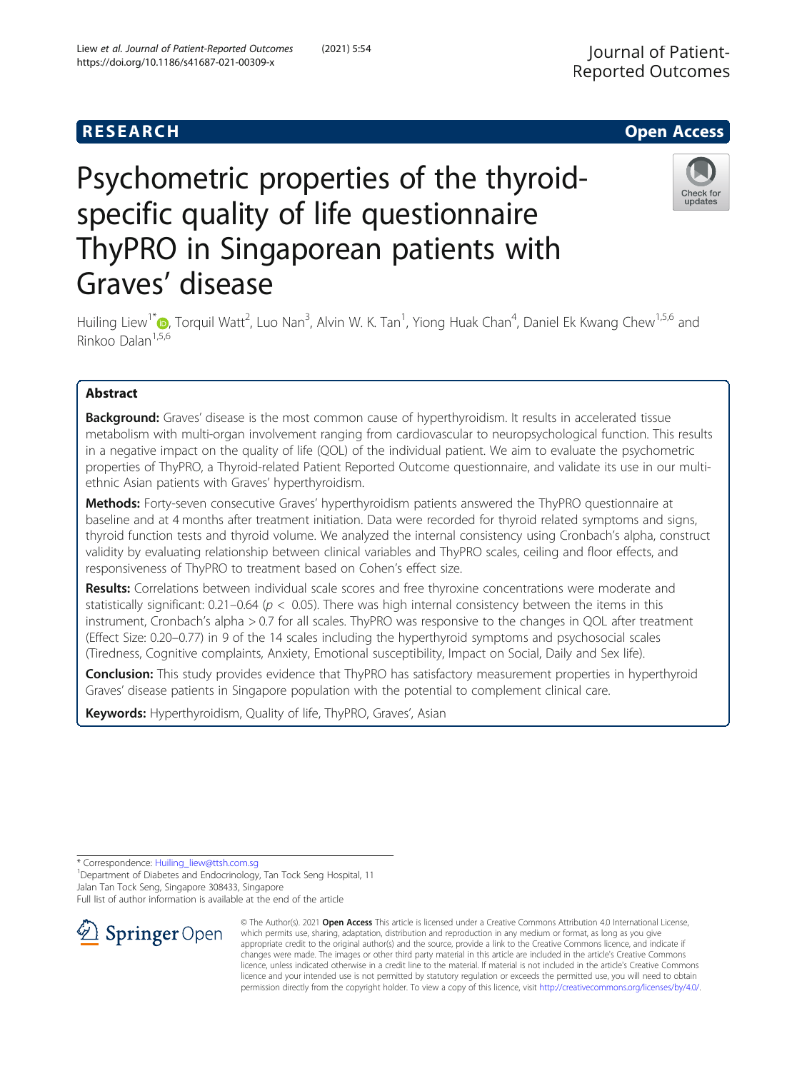RESEARCH

Open Access

# Psychometric properties of the thyroid-specific quality of life questionnaire ThyPRO in Singaporean patients with Graves' disease

Huiling Liew[1*], Torquil Watt[2], Luo Nan[3], Alvin W. K. Tan[1], Yiong Huak Chan[4], Daniel Ek Kwang Chew[1,5,6] and Rinkoo Dalan[1,5,6]

## Abstract

**Background:** Graves' disease is the most common cause of hyperthyroidism. It results in accelerated tissue metabolism with multi-organ involvement ranging from cardiovascular to neuropsychological function. This results in a negative impact on the quality of life (QOL) of the individual patient. We aim to evaluate the psychometric properties of ThyPRO, a Thyroid-related Patient Reported Outcome questionnaire, and validate its use in our multi-ethnic Asian patients with Graves' hyperthyroidism.

**Methods:** Forty-seven consecutive Graves' hyperthyroidism patients answered the ThyPRO questionnaire at baseline and at 4 months after treatment initiation. Data were recorded for thyroid related symptoms and signs, thyroid function tests and thyroid volume. We analyzed the internal consistency using Cronbach's alpha, construct validity by evaluating relationship between clinical variables and ThyPRO scales, ceiling and floor effects, and responsiveness of ThyPRO to treatment based on Cohen's effect size.

**Results:** Correlations between individual scale scores and free thyroxine concentrations were moderate and statistically significant: 0.21–0.64 ($p < 0.05$). There was high internal consistency between the items in this instrument, Cronbach's alpha > 0.7 for all scales. ThyPRO was responsive to the changes in QOL after treatment (Effect Size: 0.20–0.77) in 9 of the 14 scales including the hyperthyroid symptoms and psychosocial scales (Tiredness, Cognitive complaints, Anxiety, Emotional susceptibility, Impact on Social, Daily and Sex life).

**Conclusion:** This study provides evidence that ThyPRO has satisfactory measurement properties in hyperthyroid Graves' disease patients in Singapore population with the potential to complement clinical care.

**Keywords:** Hyperthyroidism, Quality of life, ThyPRO, Graves', Asian

---

* Correspondence: Huiling_liew@ttsh.com.sg
[1]Department of Diabetes and Endocrinology, Tan Tock Seng Hospital, 11 Jalan Tan Tock Seng, Singapore 308433, Singapore
Full list of author information is available at the end of the article

© The Author(s). 2021 **Open Access** This article is licensed under a Creative Commons Attribution 4.0 International License, which permits use, sharing, adaptation, distribution and reproduction in any medium or format, as long as you give appropriate credit to the original author(s) and the source, provide a link to the Creative Commons licence, and indicate if changes were made. The images or other third party material in this article are included in the article's Creative Commons licence, unless indicated otherwise in a credit line to the material. If material is not included in the article's Creative Commons licence and your intended use is not permitted by statutory regulation or exceeds the permitted use, you will need to obtain permission directly from the copyright holder. To view a copy of this licence, visit http://creativecommons.org/licenses/by/4.0/.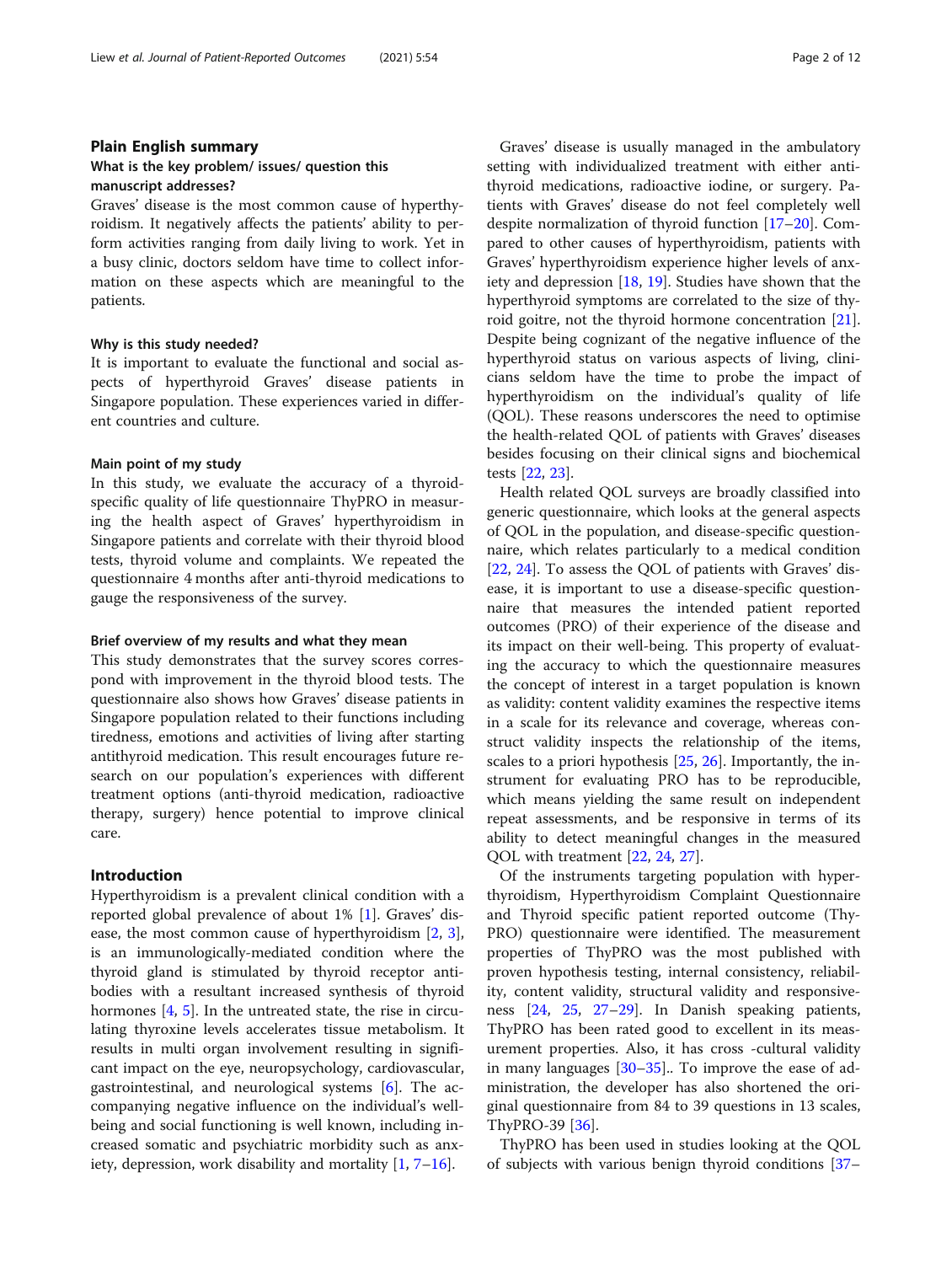## Plain English summary

### What is the key problem/ issues/ question this manuscript addresses?

Graves' disease is the most common cause of hyperthyroidism. It negatively affects the patients' ability to perform activities ranging from daily living to work. Yet in a busy clinic, doctors seldom have time to collect information on these aspects which are meaningful to the patients.

### Why is this study needed?

It is important to evaluate the functional and social aspects of hyperthyroid Graves' disease patients in Singapore population. These experiences varied in different countries and culture.

### Main point of my study

In this study, we evaluate the accuracy of a thyroid-specific quality of life questionnaire ThyPRO in measuring the health aspect of Graves' hyperthyroidism in Singapore patients and correlate with their thyroid blood tests, thyroid volume and complaints. We repeated the questionnaire 4 months after anti-thyroid medications to gauge the responsiveness of the survey.

### Brief overview of my results and what they mean

This study demonstrates that the survey scores correspond with improvement in the thyroid blood tests. The questionnaire also shows how Graves' disease patients in Singapore population related to their functions including tiredness, emotions and activities of living after starting antithyroid medication. This result encourages future research on our population's experiences with different treatment options (anti-thyroid medication, radioactive therapy, surgery) hence potential to improve clinical care.

## Introduction

Hyperthyroidism is a prevalent clinical condition with a reported global prevalence of about 1% [1]. Graves' disease, the most common cause of hyperthyroidism [2, 3], is an immunologically-mediated condition where the thyroid gland is stimulated by thyroid receptor antibodies with a resultant increased synthesis of thyroid hormones [4, 5]. In the untreated state, the rise in circulating thyroxine levels accelerates tissue metabolism. It results in multi organ involvement resulting in significant impact on the eye, neuropsychology, cardiovascular, gastrointestinal, and neurological systems [6]. The accompanying negative influence on the individual's well-being and social functioning is well known, including increased somatic and psychiatric morbidity such as anxiety, depression, work disability and mortality [1, 7–16].

Graves' disease is usually managed in the ambulatory setting with individualized treatment with either anti-thyroid medications, radioactive iodine, or surgery. Patients with Graves' disease do not feel completely well despite normalization of thyroid function [17–20]. Compared to other causes of hyperthyroidism, patients with Graves' hyperthyroidism experience higher levels of anxiety and depression [18, 19]. Studies have shown that the hyperthyroid symptoms are correlated to the size of thyroid goitre, not the thyroid hormone concentration [21]. Despite being cognizant of the negative influence of the hyperthyroid status on various aspects of living, clinicians seldom have the time to probe the impact of hyperthyroidism on the individual's quality of life (QOL). These reasons underscores the need to optimise the health-related QOL of patients with Graves' diseases besides focusing on their clinical signs and biochemical tests [22, 23].

Health related QOL surveys are broadly classified into generic questionnaire, which looks at the general aspects of QOL in the population, and disease-specific questionnaire, which relates particularly to a medical condition [22, 24]. To assess the QOL of patients with Graves' disease, it is important to use a disease-specific questionnaire that measures the intended patient reported outcomes (PRO) of their experience of the disease and its impact on their well-being. This property of evaluating the accuracy to which the questionnaire measures the concept of interest in a target population is known as validity: content validity examines the respective items in a scale for its relevance and coverage, whereas construct validity inspects the relationship of the items, scales to a priori hypothesis [25, 26]. Importantly, the instrument for evaluating PRO has to be reproducible, which means yielding the same result on independent repeat assessments, and be responsive in terms of its ability to detect meaningful changes in the measured QOL with treatment [22, 24, 27].

Of the instruments targeting population with hyperthyroidism, Hyperthyroidism Complaint Questionnaire and Thyroid specific patient reported outcome (ThyPRO) questionnaire were identified. The measurement properties of ThyPRO was the most published with proven hypothesis testing, internal consistency, reliability, content validity, structural validity and responsiveness [24, 25, 27–29]. In Danish speaking patients, ThyPRO has been rated good to excellent in its measurement properties. Also, it has cross -cultural validity in many languages [30–35].. To improve the ease of administration, the developer has also shortened the original questionnaire from 84 to 39 questions in 13 scales, ThyPRO-39 [36].

ThyPRO has been used in studies looking at the QOL of subjects with various benign thyroid conditions [37–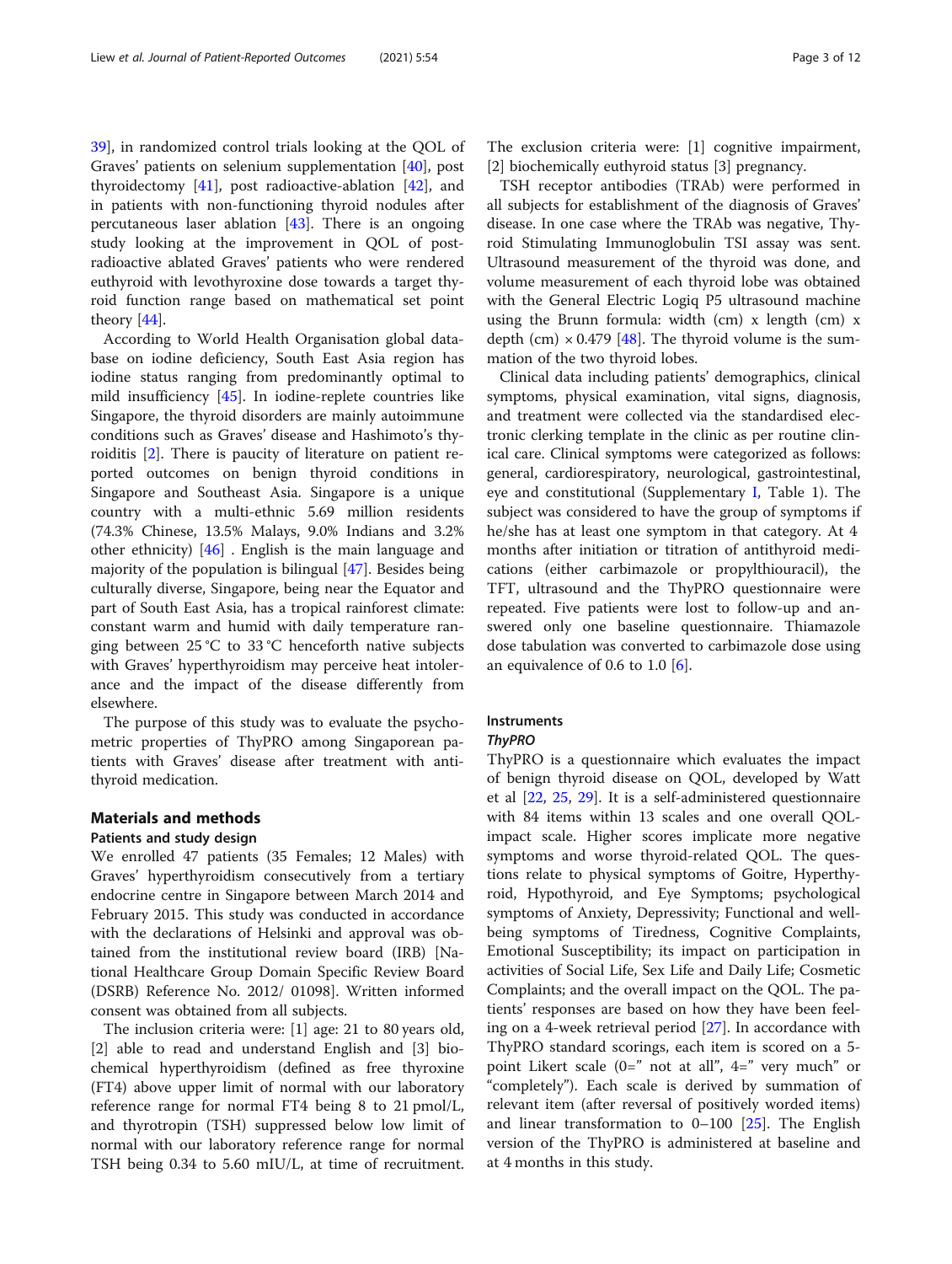39], in randomized control trials looking at the QOL of Graves' patients on selenium supplementation [40], post thyroidectomy [41], post radioactive-ablation [42], and in patients with non-functioning thyroid nodules after percutaneous laser ablation [43]. There is an ongoing study looking at the improvement in QOL of post-radioactive ablated Graves' patients who were rendered euthyroid with levothyroxine dose towards a target thyroid function range based on mathematical set point theory [44].

According to World Health Organisation global database on iodine deficiency, South East Asia region has iodine status ranging from predominantly optimal to mild insufficiency [45]. In iodine-replete countries like Singapore, the thyroid disorders are mainly autoimmune conditions such as Graves' disease and Hashimoto's thyroiditis [2]. There is paucity of literature on patient reported outcomes on benign thyroid conditions in Singapore and Southeast Asia. Singapore is a unique country with a multi-ethnic 5.69 million residents (74.3% Chinese, 13.5% Malays, 9.0% Indians and 3.2% other ethnicity) [46] . English is the main language and majority of the population is bilingual [47]. Besides being culturally diverse, Singapore, being near the Equator and part of South East Asia, has a tropical rainforest climate: constant warm and humid with daily temperature ranging between 25 °C to 33 °C henceforth native subjects with Graves' hyperthyroidism may perceive heat intolerance and the impact of the disease differently from elsewhere.

The purpose of this study was to evaluate the psychometric properties of ThyPRO among Singaporean patients with Graves' disease after treatment with antithyroid medication.

## Materials and methods

### Patients and study design

We enrolled 47 patients (35 Females; 12 Males) with Graves' hyperthyroidism consecutively from a tertiary endocrine centre in Singapore between March 2014 and February 2015. This study was conducted in accordance with the declarations of Helsinki and approval was obtained from the institutional review board (IRB) [National Healthcare Group Domain Specific Review Board (DSRB) Reference No. 2012/ 01098]. Written informed consent was obtained from all subjects.

The inclusion criteria were: [1] age: 21 to 80 years old, [2] able to read and understand English and [3] biochemical hyperthyroidism (defined as free thyroxine (FT4) above upper limit of normal with our laboratory reference range for normal FT4 being 8 to 21 pmol/L, and thyrotropin (TSH) suppressed below low limit of normal with our laboratory reference range for normal TSH being 0.34 to 5.60 mIU/L, at time of recruitment. The exclusion criteria were: [1] cognitive impairment, [2] biochemically euthyroid status [3] pregnancy.

TSH receptor antibodies (TRAb) were performed in all subjects for establishment of the diagnosis of Graves' disease. In one case where the TRAb was negative, Thyroid Stimulating Immunoglobulin TSI assay was sent. Ultrasound measurement of the thyroid was done, and volume measurement of each thyroid lobe was obtained with the General Electric Logiq P5 ultrasound machine using the Brunn formula: width (cm) x length (cm) x depth (cm) × 0.479 [48]. The thyroid volume is the summation of the two thyroid lobes.

Clinical data including patients' demographics, clinical symptoms, physical examination, vital signs, diagnosis, and treatment were collected via the standardised electronic clerking template in the clinic as per routine clinical care. Clinical symptoms were categorized as follows: general, cardiorespiratory, neurological, gastrointestinal, eye and constitutional (Supplementary I, Table 1). The subject was considered to have the group of symptoms if he/she has at least one symptom in that category. At 4 months after initiation or titration of antithyroid medications (either carbimazole or propylthiouracil), the TFT, ultrasound and the ThyPRO questionnaire were repeated. Five patients were lost to follow-up and answered only one baseline questionnaire. Thiamazole dose tabulation was converted to carbimazole dose using an equivalence of 0.6 to 1.0 [6].

### Instruments

#### *ThyPRO*

ThyPRO is a questionnaire which evaluates the impact of benign thyroid disease on QOL, developed by Watt et al [22, 25, 29]. It is a self-administered questionnaire with 84 items within 13 scales and one overall QOL-impact scale. Higher scores implicate more negative symptoms and worse thyroid-related QOL. The questions relate to physical symptoms of Goitre, Hyperthyroid, Hypothyroid, and Eye Symptoms; psychological symptoms of Anxiety, Depressivity; Functional and well-being symptoms of Tiredness, Cognitive Complaints, Emotional Susceptibility; its impact on participation in activities of Social Life, Sex Life and Daily Life; Cosmetic Complaints; and the overall impact on the QOL. The patients' responses are based on how they have been feeling on a 4-week retrieval period [27]. In accordance with ThyPRO standard scorings, each item is scored on a 5-point Likert scale (0=" not at all", 4=" very much" or "completely"). Each scale is derived by summation of relevant item (after reversal of positively worded items) and linear transformation to 0–100 [25]. The English version of the ThyPRO is administered at baseline and at 4 months in this study.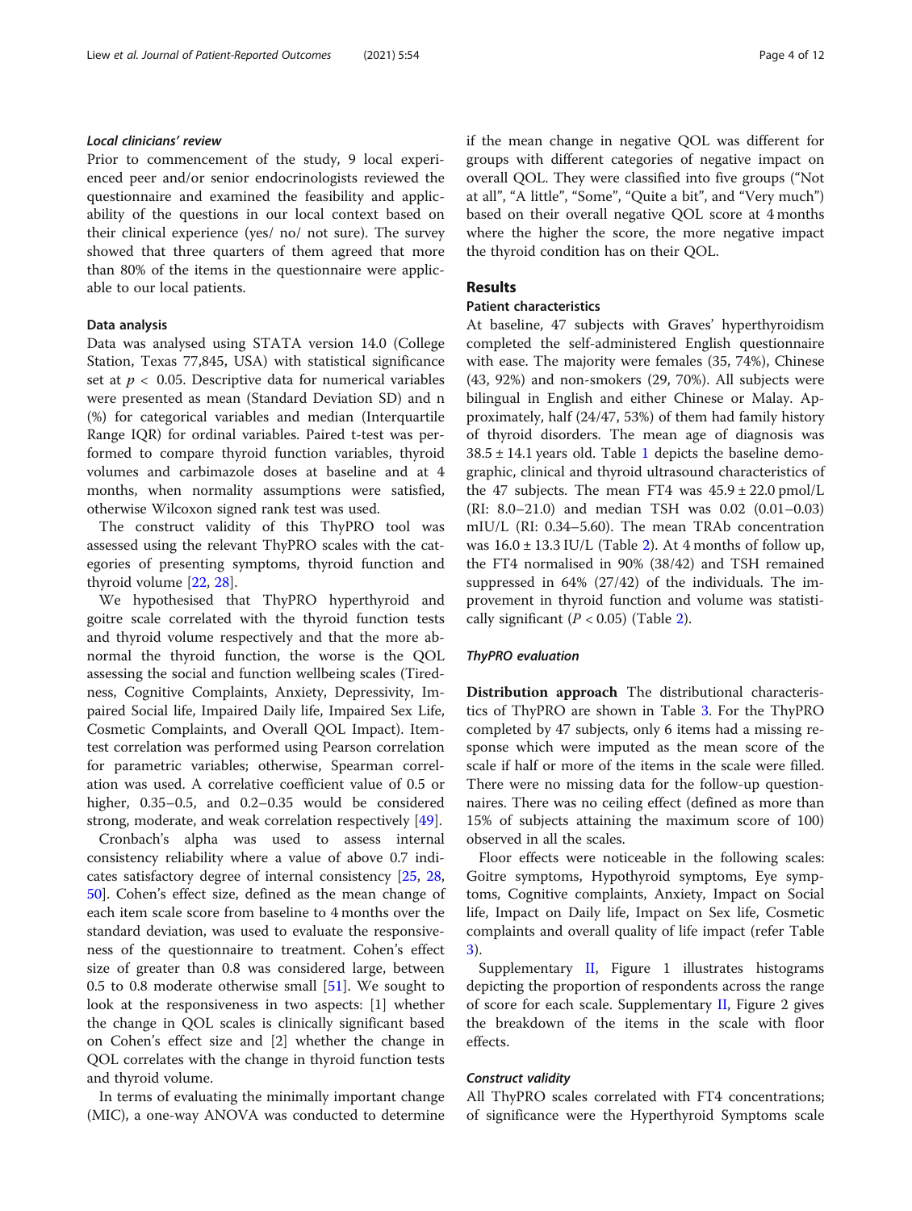### *Local clinicians' review*

Prior to commencement of the study, 9 local experienced peer and/or senior endocrinologists reviewed the questionnaire and examined the feasibility and applicability of the questions in our local context based on their clinical experience (yes/ no/ not sure). The survey showed that three quarters of them agreed that more than 80% of the items in the questionnaire were applicable to our local patients.

### Data analysis

Data was analysed using STATA version 14.0 (College Station, Texas 77,845, USA) with statistical significance set at $p < 0.05$. Descriptive data for numerical variables were presented as mean (Standard Deviation SD) and n (%) for categorical variables and median (Interquartile Range IQR) for ordinal variables. Paired t-test was performed to compare thyroid function variables, thyroid volumes and carbimazole doses at baseline and at 4 months, when normality assumptions were satisfied, otherwise Wilcoxon signed rank test was used.

The construct validity of this ThyPRO tool was assessed using the relevant ThyPRO scales with the categories of presenting symptoms, thyroid function and thyroid volume [22, 28].

We hypothesised that ThyPRO hyperthyroid and goitre scale correlated with the thyroid function tests and thyroid volume respectively and that the more abnormal the thyroid function, the worse is the QOL assessing the social and function wellbeing scales (Tiredness, Cognitive Complaints, Anxiety, Depressivity, Impaired Social life, Impaired Daily life, Impaired Sex Life, Cosmetic Complaints, and Overall QOL Impact). Item-test correlation was performed using Pearson correlation for parametric variables; otherwise, Spearman correlation was used. A correlative coefficient value of 0.5 or higher, 0.35–0.5, and 0.2–0.35 would be considered strong, moderate, and weak correlation respectively [49].

Cronbach's alpha was used to assess internal consistency reliability where a value of above 0.7 indicates satisfactory degree of internal consistency [25, 28, 50]. Cohen's effect size, defined as the mean change of each item scale score from baseline to 4 months over the standard deviation, was used to evaluate the responsiveness of the questionnaire to treatment. Cohen's effect size of greater than 0.8 was considered large, between 0.5 to 0.8 moderate otherwise small [51]. We sought to look at the responsiveness in two aspects: [1] whether the change in QOL scales is clinically significant based on Cohen's effect size and [2] whether the change in QOL correlates with the change in thyroid function tests and thyroid volume.

In terms of evaluating the minimally important change (MIC), a one-way ANOVA was conducted to determine if the mean change in negative QOL was different for groups with different categories of negative impact on overall QOL. They were classified into five groups ("Not at all", "A little", "Some", "Quite a bit", and "Very much") based on their overall negative QOL score at 4 months where the higher the score, the more negative impact the thyroid condition has on their QOL.

## Results

### Patient characteristics

At baseline, 47 subjects with Graves' hyperthyroidism completed the self-administered English questionnaire with ease. The majority were females (35, 74%), Chinese (43, 92%) and non-smokers (29, 70%). All subjects were bilingual in English and either Chinese or Malay. Approximately, half (24/47, 53%) of them had family history of thyroid disorders. The mean age of diagnosis was $38.5 \pm 14.1$ years old. Table 1 depicts the baseline demographic, clinical and thyroid ultrasound characteristics of the 47 subjects. The mean FT4 was $45.9 \pm 22.0$ pmol/L (RI: 8.0–21.0) and median TSH was 0.02 (0.01–0.03) mIU/L (RI: 0.34–5.60). The mean TRAb concentration was $16.0 \pm 13.3$ IU/L (Table 2). At 4 months of follow up, the FT4 normalised in 90% (38/42) and TSH remained suppressed in 64% (27/42) of the individuals. The improvement in thyroid function and volume was statistically significant ($P < 0.05$) (Table 2).

### *ThyPRO evaluation*

**Distribution approach** The distributional characteristics of ThyPRO are shown in Table 3. For the ThyPRO completed by 47 subjects, only 6 items had a missing response which were imputed as the mean score of the scale if half or more of the items in the scale were filled. There were no missing data for the follow-up questionnaires. There was no ceiling effect (defined as more than 15% of subjects attaining the maximum score of 100) observed in all the scales.

Floor effects were noticeable in the following scales: Goitre symptoms, Hypothyroid symptoms, Eye symptoms, Cognitive complaints, Anxiety, Impact on Social life, Impact on Daily life, Impact on Sex life, Cosmetic complaints and overall quality of life impact (refer Table 3).

Supplementary II, Figure 1 illustrates histograms depicting the proportion of respondents across the range of score for each scale. Supplementary II, Figure 2 gives the breakdown of the items in the scale with floor effects.

### *Construct validity*

All ThyPRO scales correlated with FT4 concentrations; of significance were the Hyperthyroid Symptoms scale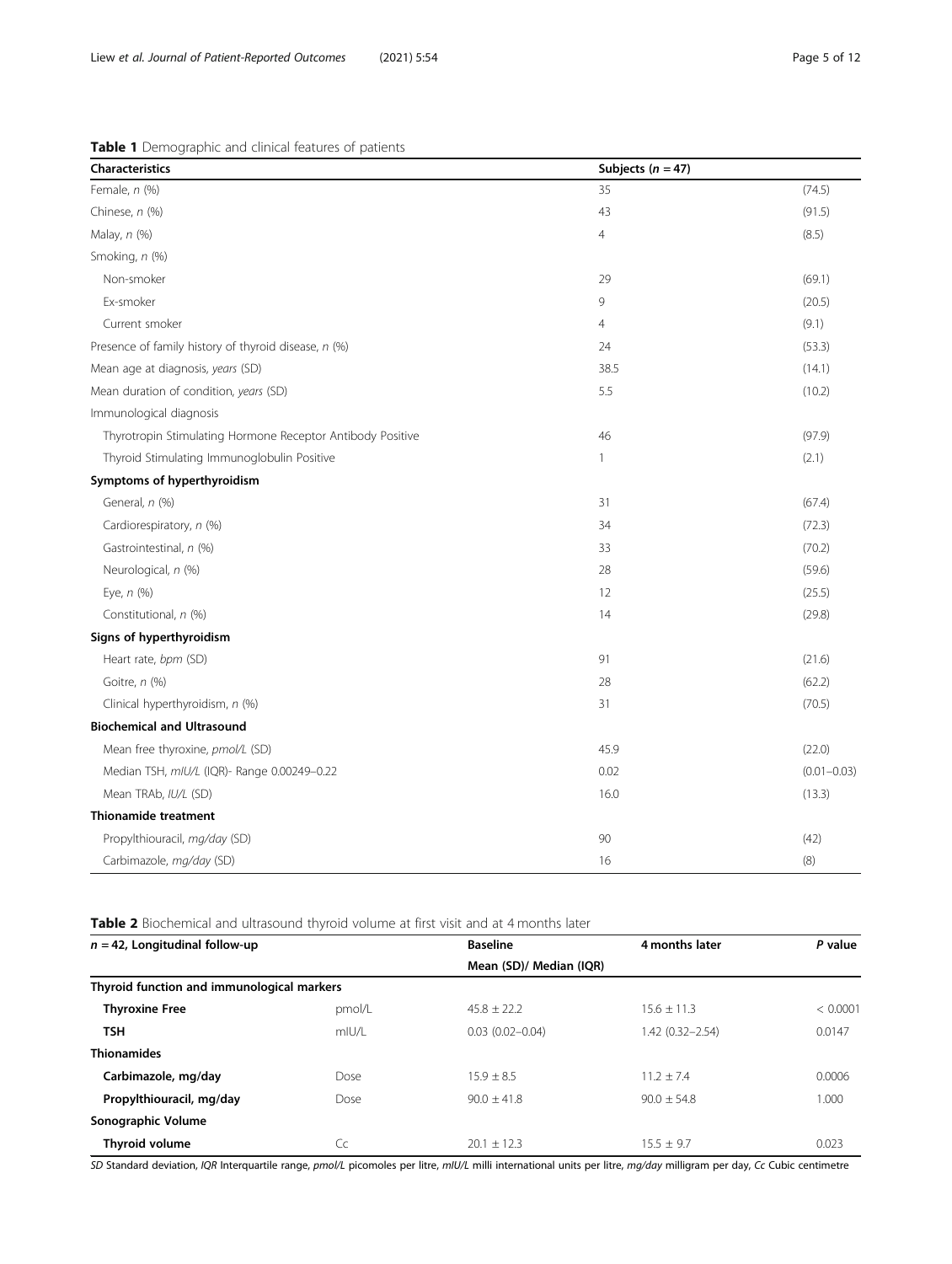**Table 1** Demographic and clinical features of patients

| Characteristics | Subjects ($n = 47$) | |
|---|---|---|
| Female, *n* (%) | 35 | (74.5) |
| Chinese, *n* (%) | 43 | (91.5) |
| Malay, *n* (%) | 4 | (8.5) |
| Smoking, *n* (%) | | |
| Non-smoker | 29 | (69.1) |
| Ex-smoker | 9 | (20.5) |
| Current smoker | 4 | (9.1) |
| Presence of family history of thyroid disease, *n* (%) | 24 | (53.3) |
| Mean age at diagnosis, *years* (SD) | 38.5 | (14.1) |
| Mean duration of condition, *years* (SD) | 5.5 | (10.2) |
| Immunological diagnosis | | |
| Thyrotropin Stimulating Hormone Receptor Antibody Positive | 46 | (97.9) |
| Thyroid Stimulating Immunoglobulin Positive | 1 | (2.1) |
| **Symptoms of hyperthyroidism** | | |
| General, *n* (%) | 31 | (67.4) |
| Cardiorespiratory, *n* (%) | 34 | (72.3) |
| Gastrointestinal, *n* (%) | 33 | (70.2) |
| Neurological, *n* (%) | 28 | (59.6) |
| Eye, *n* (%) | 12 | (25.5) |
| Constitutional, *n* (%) | 14 | (29.8) |
| **Signs of hyperthyroidism** | | |
| Heart rate, *bpm* (SD) | 91 | (21.6) |
| Goitre, *n* (%) | 28 | (62.2) |
| Clinical hyperthyroidism, *n* (%) | 31 | (70.5) |
| **Biochemical and Ultrasound** | | |
| Mean free thyroxine, *pmol/L* (SD) | 45.9 | (22.0) |
| Median TSH, *mIU/L* (IQR)- Range 0.00249–0.22 | 0.02 | (0.01–0.03) |
| Mean TRAb, *IU/L* (SD) | 16.0 | (13.3) |
| **Thionamide treatment** | | |
| Propylthiouracil, *mg/day* (SD) | 90 | (42) |
| Carbimazole, *mg/day* (SD) | 16 | (8) |

**Table 2** Biochemical and ultrasound thyroid volume at first visit and at 4 months later

| $n = 42$, Longitudinal follow-up | | Baseline | 4 months later | *P* value |
|---|---|---|---|---|
| | | Mean (SD)/ Median (IQR) | | |
| **Thyroid function and immunological markers** | | | | |
| **Thyroxine Free** | pmol/L | 45.8 ± 22.2 | 15.6 ± 11.3 | < 0.0001 |
| **TSH** | mIU/L | 0.03 (0.02–0.04) | 1.42 (0.32–2.54) | 0.0147 |
| **Thionamides** | | | | |
| **Carbimazole, mg/day** | Dose | 15.9 ± 8.5 | 11.2 ± 7.4 | 0.0006 |
| **Propylthiouracil, mg/day** | Dose | 90.0 ± 41.8 | 90.0 ± 54.8 | 1.000 |
| **Sonographic Volume** | | | | |
| **Thyroid volume** | Cc | 20.1 ± 12.3 | 15.5 ± 9.7 | 0.023 |

*SD* Standard deviation, *IQR* Interquartile range, *pmol/L* picomoles per litre, *mIU/L* milli international units per litre, *mg/day* milligram per day, *Cc* Cubic centimetre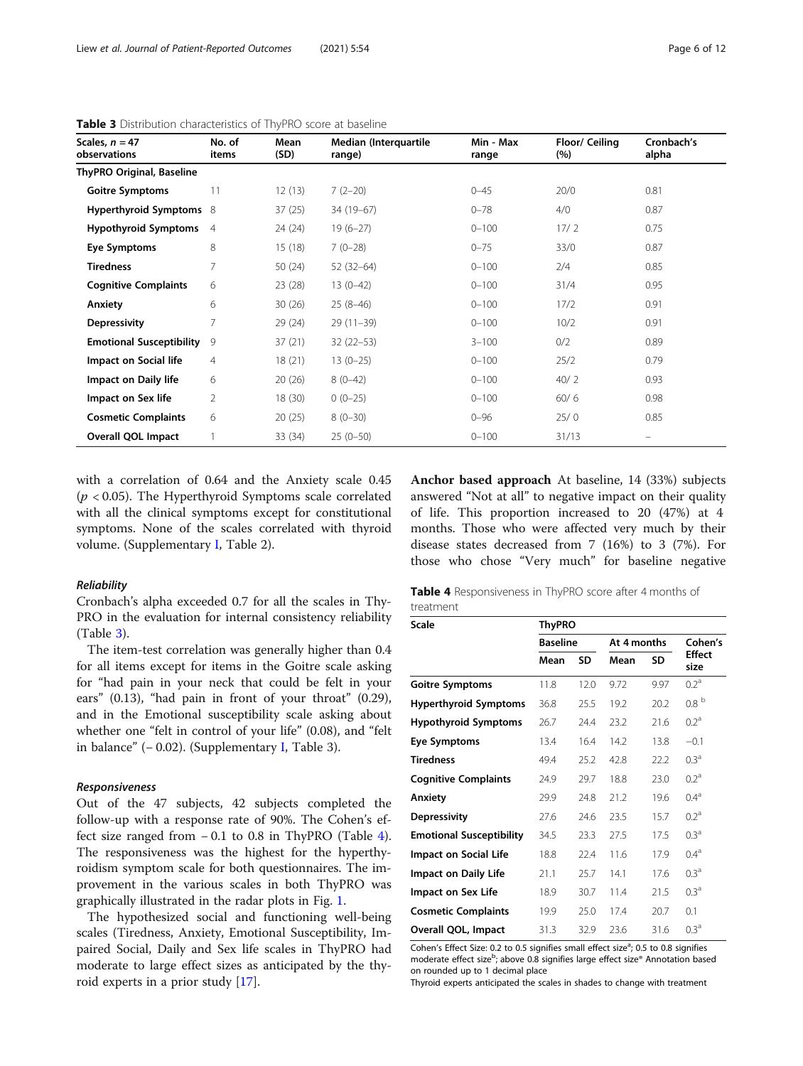**Table 3** Distribution characteristics of ThyPRO score at baseline

| Scales, $n = 47$ observations | No. of items | Mean (SD) | Median (Interquartile range) | Min - Max range | Floor/ Ceiling (%) | Cronbach's alpha |
|---|---|---|---|---|---|---|
| **ThyPRO Original, Baseline** | | | | | | |
| **Goitre Symptoms** | 11 | 12 (13) | 7 (2–20) | 0–45 | 20/0 | 0.81 |
| **Hyperthyroid Symptoms** | 8 | 37 (25) | 34 (19–67) | 0–78 | 4/0 | 0.87 |
| **Hypothyroid Symptoms** | 4 | 24 (24) | 19 (6–27) | 0–100 | 17/ 2 | 0.75 |
| **Eye Symptoms** | 8 | 15 (18) | 7 (0–28) | 0–75 | 33/0 | 0.87 |
| **Tiredness** | 7 | 50 (24) | 52 (32–64) | 0–100 | 2/4 | 0.85 |
| **Cognitive Complaints** | 6 | 23 (28) | 13 (0–42) | 0–100 | 31/4 | 0.95 |
| **Anxiety** | 6 | 30 (26) | 25 (8–46) | 0–100 | 17/2 | 0.91 |
| **Depressivity** | 7 | 29 (24) | 29 (11–39) | 0–100 | 10/2 | 0.91 |
| **Emotional Susceptibility** | 9 | 37 (21) | 32 (22–53) | 3–100 | 0/2 | 0.89 |
| **Impact on Social life** | 4 | 18 (21) | 13 (0–25) | 0–100 | 25/2 | 0.79 |
| **Impact on Daily life** | 6 | 20 (26) | 8 (0–42) | 0–100 | 40/ 2 | 0.93 |
| **Impact on Sex life** | 2 | 18 (30) | 0 (0–25) | 0–100 | 60/ 6 | 0.98 |
| **Cosmetic Complaints** | 6 | 20 (25) | 8 (0–30) | 0–96 | 25/ 0 | 0.85 |
| **Overall QOL Impact** | 1 | 33 (34) | 25 (0–50) | 0–100 | 31/13 | – |

with a correlation of 0.64 and the Anxiety scale 0.45 ($p < 0.05$). The Hyperthyroid Symptoms scale correlated with all the clinical symptoms except for constitutional symptoms. None of the scales correlated with thyroid volume. (Supplementary I, Table 2).

### Reliability

Cronbach's alpha exceeded 0.7 for all the scales in ThyPRO in the evaluation for internal consistency reliability (Table 3).

The item-test correlation was generally higher than 0.4 for all items except for items in the Goitre scale asking for "had pain in your neck that could be felt in your ears" (0.13), "had pain in front of your throat" (0.29), and in the Emotional susceptibility scale asking about whether one "felt in control of your life" (0.08), and "felt in balance" (− 0.02). (Supplementary I, Table 3).

### Responsiveness

Out of the 47 subjects, 42 subjects completed the follow-up with a response rate of 90%. The Cohen's effect size ranged from − 0.1 to 0.8 in ThyPRO (Table 4). The responsiveness was the highest for the hyperthyroidism symptom scale for both questionnaires. The improvement in the various scales in both ThyPRO was graphically illustrated in the radar plots in Fig. 1.

The hypothesized social and functioning well-being scales (Tiredness, Anxiety, Emotional Susceptibility, Impaired Social, Daily and Sex life scales in ThyPRO had moderate to large effect sizes as anticipated by the thyroid experts in a prior study [17].

**Anchor based approach** At baseline, 14 (33%) subjects answered "Not at all" to negative impact on their quality of life. This proportion increased to 20 (47%) at 4 months. Those who were affected very much by their disease states decreased from 7 (16%) to 3 (7%). For those who chose "Very much" for baseline negative

**Table 4** Responsiveness in ThyPRO score after 4 months of treatment

| Scale | ThyPRO | | | | |
|---|---|---|---|---|---|
| | Baseline | | At 4 months | | Cohen's Effect size |
| | Mean | SD | Mean | SD | |
| **Goitre Symptoms** | 11.8 | 12.0 | 9.72 | 9.97 | 0.2[a] |
| **Hyperthyroid Symptoms** | 36.8 | 25.5 | 19.2 | 20.2 | 0.8 [b] |
| **Hypothyroid Symptoms** | 26.7 | 24.4 | 23.2 | 21.6 | 0.2[a] |
| **Eye Symptoms** | 13.4 | 16.4 | 14.2 | 13.8 | −0.1 |
| **Tiredness** | 49.4 | 25.2 | 42.8 | 22.2 | 0.3[a] |
| **Cognitive Complaints** | 24.9 | 29.7 | 18.8 | 23.0 | 0.2[a] |
| **Anxiety** | 29.9 | 24.8 | 21.2 | 19.6 | 0.4[a] |
| **Depressivity** | 27.6 | 24.6 | 23.5 | 15.7 | 0.2[a] |
| **Emotional Susceptibility** | 34.5 | 23.3 | 27.5 | 17.5 | 0.3[a] |
| **Impact on Social Life** | 18.8 | 22.4 | 11.6 | 17.9 | 0.4[a] |
| **Impact on Daily Life** | 21.1 | 25.7 | 14.1 | 17.6 | 0.3[a] |
| **Impact on Sex Life** | 18.9 | 30.7 | 11.4 | 21.5 | 0.3[a] |
| **Cosmetic Complaints** | 19.9 | 25.0 | 17.4 | 20.7 | 0.1 |
| **Overall QOL, Impact** | 31.3 | 32.9 | 23.6 | 31.6 | 0.3[a] |

Cohen's Effect Size: 0.2 to 0.5 signifies small effect size[a]; 0.5 to 0.8 signifies moderate effect size[b]; above 0.8 signifies large effect size* Annotation based on rounded up to 1 decimal place

Thyroid experts anticipated the scales in shades to change with treatment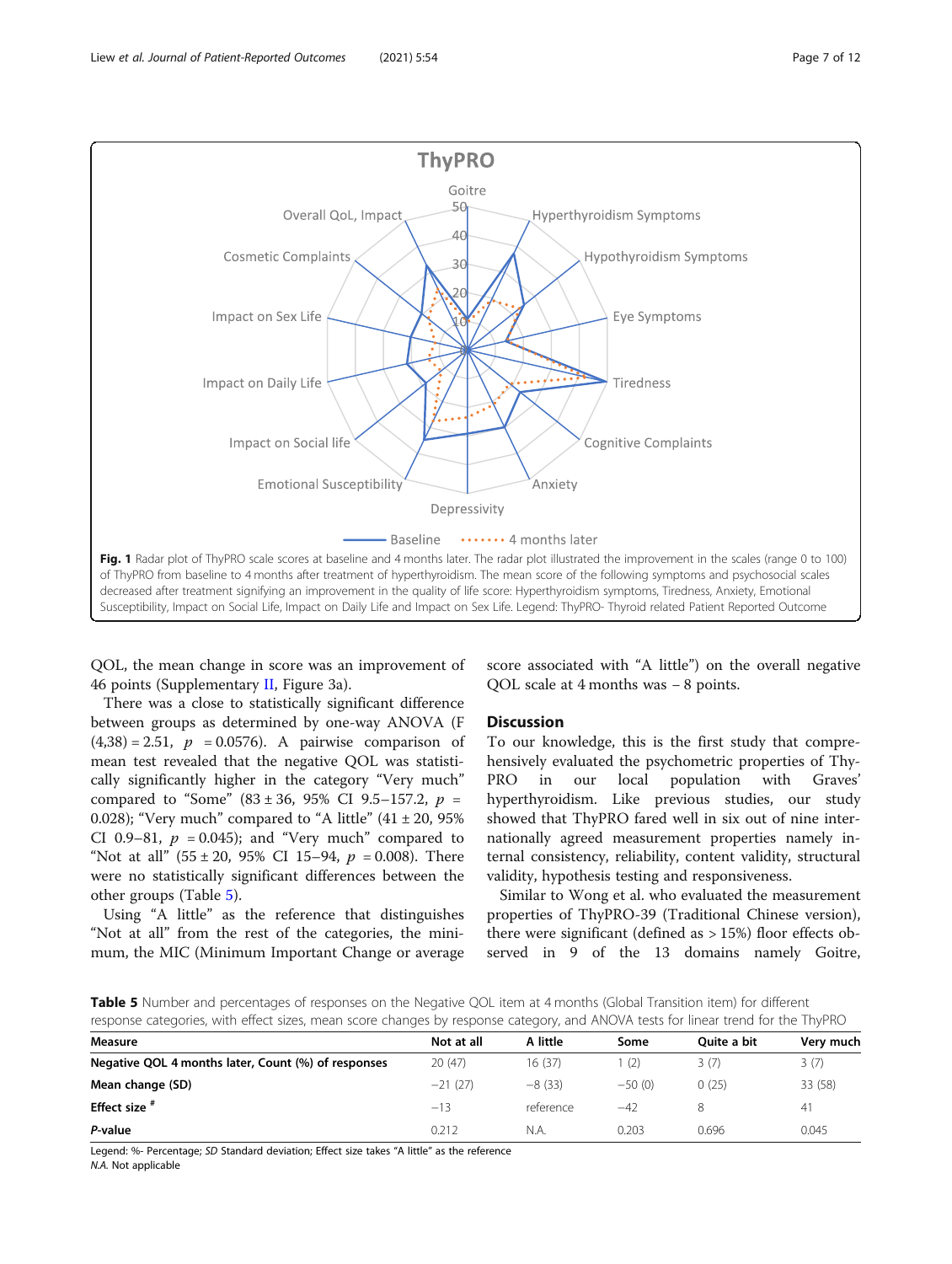Fig. 1 Radar plot of ThyPRO scale scores at baseline and 4 months later. The radar plot illustrated the improvement in the scales (range 0 to 100) of ThyPRO from baseline to 4 months after treatment of hyperthyroidism. The mean score of the following symptoms and psychosocial scales decreased after treatment signifying an improvement in the quality of life score: Hyperthyroidism symptoms, Tiredness, Anxiety, Emotional Susceptibility, Impact on Social Life, Impact on Daily Life and Impact on Sex Life. Legend: ThyPRO- Thyroid related Patient Reported Outcome

QOL, the mean change in score was an improvement of 46 points (Supplementary II, Figure 3a).

There was a close to statistically significant difference between groups as determined by one-way ANOVA ($F_{(4,38)} = 2.51$, $p = 0.0576$). A pairwise comparison of mean test revealed that the negative QOL was statistically significantly higher in the category "Very much" compared to "Some" ($83 \pm 36$, 95% CI 9.5–157.2, $p = 0.028$); "Very much" compared to "A little" ($41 \pm 20$, 95% CI 0.9–81, $p = 0.045$); and "Very much" compared to "Not at all" ($55 \pm 20$, 95% CI 15–94, $p = 0.008$). There were no statistically significant differences between the other groups (Table 5).

Using "A little" as the reference that distinguishes "Not at all" from the rest of the categories, the minimum, the MIC (Minimum Important Change or average score associated with "A little") on the overall negative QOL scale at 4 months was − 8 points.

## Discussion

To our knowledge, this is the first study that comprehensively evaluated the psychometric properties of ThyPRO in our local population with Graves' hyperthyroidism. Like previous studies, our study showed that ThyPRO fared well in six out of nine internationally agreed measurement properties namely internal consistency, reliability, content validity, structural validity, hypothesis testing and responsiveness.

Similar to Wong et al. who evaluated the measurement properties of ThyPRO-39 (Traditional Chinese version), there were significant (defined as > 15%) floor effects observed in 9 of the 13 domains namely Goitre,

**Table 5** Number and percentages of responses on the Negative QOL item at 4 months (Global Transition item) for different response categories, with effect sizes, mean score changes by response category, and ANOVA tests for linear trend for the ThyPRO

| Measure | Not at all | A little | Some | Quite a bit | Very much |
|---|---|---|---|---|---|
| **Negative QOL 4 months later, Count (%) of responses** | 20 (47) | 16 (37) | 1 (2) | 3 (7) | 3 (7) |
| **Mean change (SD)** | −21 (27) | −8 (33) | −50 (0) | 0 (25) | 33 (58) |
| **Effect size** [#] | −13 | reference | −42 | 8 | 41 |
| ***P*-value** | 0.212 | N.A. | 0.203 | 0.696 | 0.045 |

Legend: %- Percentage; *SD* Standard deviation; Effect size takes "A little" as the reference
*N.A.* Not applicable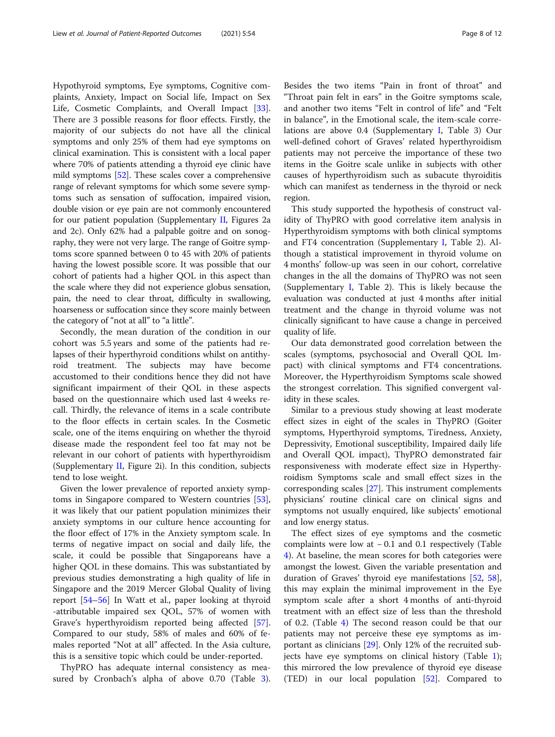Hypothyroid symptoms, Eye symptoms, Cognitive complaints, Anxiety, Impact on Social life, Impact on Sex Life, Cosmetic Complaints, and Overall Impact [33]. There are 3 possible reasons for floor effects. Firstly, the majority of our subjects do not have all the clinical symptoms and only 25% of them had eye symptoms on clinical examination. This is consistent with a local paper where 70% of patients attending a thyroid eye clinic have mild symptoms [52]. These scales cover a comprehensive range of relevant symptoms for which some severe symptoms such as sensation of suffocation, impaired vision, double vision or eye pain are not commonly encountered for our patient population (Supplementary II, Figures 2a and 2c). Only 62% had a palpable goitre and on sonography, they were not very large. The range of Goitre symptoms score spanned between 0 to 45 with 20% of patients having the lowest possible score. It was possible that our cohort of patients had a higher QOL in this aspect than the scale where they did not experience globus sensation, pain, the need to clear throat, difficulty in swallowing, hoarseness or suffocation since they score mainly between the category of "not at all" to "a little".

Secondly, the mean duration of the condition in our cohort was 5.5 years and some of the patients had relapses of their hyperthyroid conditions whilst on antithyroid treatment. The subjects may have become accustomed to their conditions hence they did not have significant impairment of their QOL in these aspects based on the questionnaire which used last 4 weeks recall. Thirdly, the relevance of items in a scale contribute to the floor effects in certain scales. In the Cosmetic scale, one of the items enquiring on whether the thyroid disease made the respondent feel too fat may not be relevant in our cohort of patients with hyperthyroidism (Supplementary II, Figure 2i). In this condition, subjects tend to lose weight.

Given the lower prevalence of reported anxiety symptoms in Singapore compared to Western countries [53], it was likely that our patient population minimizes their anxiety symptoms in our culture hence accounting for the floor effect of 17% in the Anxiety symptom scale. In terms of negative impact on social and daily life, the scale, it could be possible that Singaporeans have a higher QOL in these domains. This was substantiated by previous studies demonstrating a high quality of life in Singapore and the 2019 Mercer Global Quality of living report [54–56] In Watt et al., paper looking at thyroid -attributable impaired sex QOL, 57% of women with Grave's hyperthyroidism reported being affected [57]. Compared to our study, 58% of males and 60% of females reported "Not at all" affected. In the Asia culture, this is a sensitive topic which could be under-reported.

ThyPRO has adequate internal consistency as measured by Cronbach's alpha of above 0.70 (Table 3). Besides the two items "Pain in front of throat" and "Throat pain felt in ears" in the Goitre symptoms scale, and another two items "Felt in control of life" and "Felt in balance", in the Emotional scale, the item-scale correlations are above 0.4 (Supplementary I, Table 3) Our well-defined cohort of Graves' related hyperthyroidism patients may not perceive the importance of these two items in the Goitre scale unlike in subjects with other causes of hyperthyroidism such as subacute thyroiditis which can manifest as tenderness in the thyroid or neck region.

This study supported the hypothesis of construct validity of ThyPRO with good correlative item analysis in Hyperthyroidism symptoms with both clinical symptoms and FT4 concentration (Supplementary I, Table 2). Although a statistical improvement in thyroid volume on 4 months' follow-up was seen in our cohort, correlative changes in the all the domains of ThyPRO was not seen (Supplementary I, Table 2). This is likely because the evaluation was conducted at just 4 months after initial treatment and the change in thyroid volume was not clinically significant to have cause a change in perceived quality of life.

Our data demonstrated good correlation between the scales (symptoms, psychosocial and Overall QOL Impact) with clinical symptoms and FT4 concentrations. Moreover, the Hyperthyroidism Symptoms scale showed the strongest correlation. This signified convergent validity in these scales.

Similar to a previous study showing at least moderate effect sizes in eight of the scales in ThyPRO (Goiter symptoms, Hyperthyroid symptoms, Tiredness, Anxiety, Depressivity, Emotional susceptibility, Impaired daily life and Overall QOL impact), ThyPRO demonstrated fair responsiveness with moderate effect size in Hyperthyroidism Symptoms scale and small effect sizes in the corresponding scales [27]. This instrument complements physicians' routine clinical care on clinical signs and symptoms not usually enquired, like subjects' emotional and low energy status.

The effect sizes of eye symptoms and the cosmetic complaints were low at − 0.1 and 0.1 respectively (Table 4). At baseline, the mean scores for both categories were amongst the lowest. Given the variable presentation and duration of Graves' thyroid eye manifestations [52, 58], this may explain the minimal improvement in the Eye symptom scale after a short 4 months of anti-thyroid treatment with an effect size of less than the threshold of 0.2. (Table 4) The second reason could be that our patients may not perceive these eye symptoms as important as clinicians [29]. Only 12% of the recruited subjects have eye symptoms on clinical history (Table 1); this mirrored the low prevalence of thyroid eye disease (TED) in our local population [52]. Compared to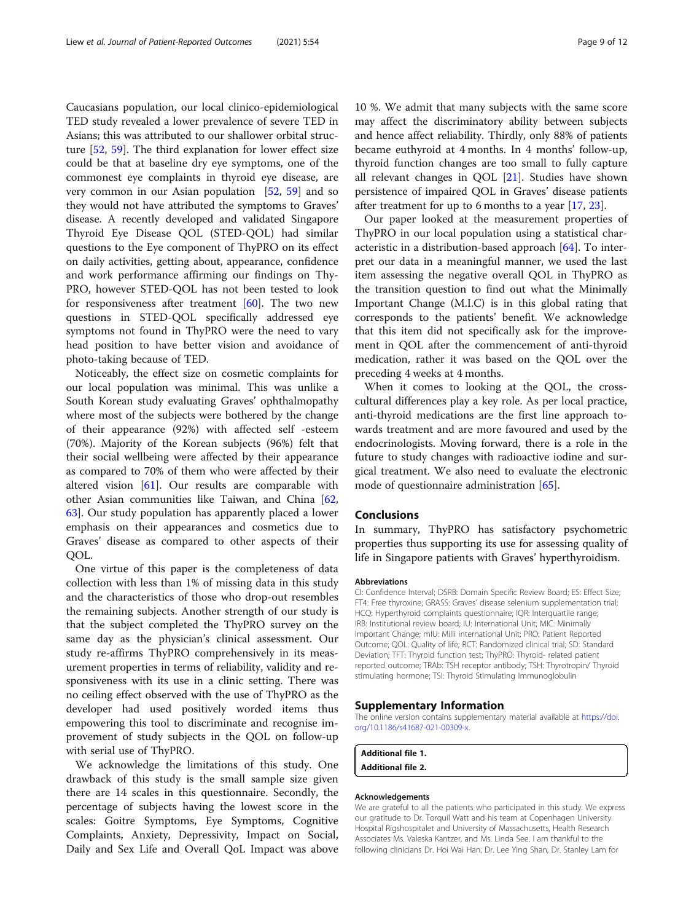Caucasians population, our local clinico-epidemiological TED study revealed a lower prevalence of severe TED in Asians; this was attributed to our shallower orbital structure [52, 59]. The third explanation for lower effect size could be that at baseline dry eye symptoms, one of the commonest eye complaints in thyroid eye disease, are very common in our Asian population [52, 59] and so they would not have attributed the symptoms to Graves' disease. A recently developed and validated Singapore Thyroid Eye Disease QOL (STED-QOL) had similar questions to the Eye component of ThyPRO on its effect on daily activities, getting about, appearance, confidence and work performance affirming our findings on ThyPRO, however STED-QOL has not been tested to look for responsiveness after treatment [60]. The two new questions in STED-QOL specifically addressed eye symptoms not found in ThyPRO were the need to vary head position to have better vision and avoidance of photo-taking because of TED.

Noticeably, the effect size on cosmetic complaints for our local population was minimal. This was unlike a South Korean study evaluating Graves' ophthalmopathy where most of the subjects were bothered by the change of their appearance (92%) with affected self -esteem (70%). Majority of the Korean subjects (96%) felt that their social wellbeing were affected by their appearance as compared to 70% of them who were affected by their altered vision [61]. Our results are comparable with other Asian communities like Taiwan, and China [62, 63]. Our study population has apparently placed a lower emphasis on their appearances and cosmetics due to Graves' disease as compared to other aspects of their QOL.

One virtue of this paper is the completeness of data collection with less than 1% of missing data in this study and the characteristics of those who drop-out resembles the remaining subjects. Another strength of our study is that the subject completed the ThyPRO survey on the same day as the physician's clinical assessment. Our study re-affirms ThyPRO comprehensively in its measurement properties in terms of reliability, validity and responsiveness with its use in a clinic setting. There was no ceiling effect observed with the use of ThyPRO as the developer had used positively worded items thus empowering this tool to discriminate and recognise improvement of study subjects in the QOL on follow-up with serial use of ThyPRO.

We acknowledge the limitations of this study. One drawback of this study is the small sample size given there are 14 scales in this questionnaire. Secondly, the percentage of subjects having the lowest score in the scales: Goitre Symptoms, Eye Symptoms, Cognitive Complaints, Anxiety, Depressivity, Impact on Social, Daily and Sex Life and Overall QoL Impact was above 10 %. We admit that many subjects with the same score may affect the discriminatory ability between subjects and hence affect reliability. Thirdly, only 88% of patients became euthyroid at 4 months. In 4 months' follow-up, thyroid function changes are too small to fully capture all relevant changes in QOL [21]. Studies have shown persistence of impaired QOL in Graves' disease patients after treatment for up to 6 months to a year [17, 23].

Our paper looked at the measurement properties of ThyPRO in our local population using a statistical characteristic in a distribution-based approach [64]. To interpret our data in a meaningful manner, we used the last item assessing the negative overall QOL in ThyPRO as the transition question to find out what the Minimally Important Change (M.I.C) is in this global rating that corresponds to the patients' benefit. We acknowledge that this item did not specifically ask for the improvement in QOL after the commencement of anti-thyroid medication, rather it was based on the QOL over the preceding 4 weeks at 4 months.

When it comes to looking at the QOL, the cross-cultural differences play a key role. As per local practice, anti-thyroid medications are the first line approach towards treatment and are more favoured and used by the endocrinologists. Moving forward, there is a role in the future to study changes with radioactive iodine and surgical treatment. We also need to evaluate the electronic mode of questionnaire administration [65].

## Conclusions

In summary, ThyPRO has satisfactory psychometric properties thus supporting its use for assessing quality of life in Singapore patients with Graves' hyperthyroidism.

#### Abbreviations

CI: Confidence Interval; DSRB: Domain Specific Review Board; ES: Effect Size; FT4: Free thyroxine; GRASS: Graves' disease selenium supplementation trial; HCQ: Hyperthyroid complaints questionnaire; IQR: Interquartile range; IRB: Institutional review board; IU: International Unit; MIC: Minimally Important Change; mIU: Milli international Unit; PRO: Patient Reported Outcome; QOL: Quality of life; RCT: Randomized clinical trial; SD: Standard Deviation; TFT: Thyroid function test; ThyPRO: Thyroid- related patient reported outcome; TRAb: TSH receptor antibody; TSH: Thyrotropin/ Thyroid stimulating hormone; TSI: Thyroid Stimulating Immunoglobulin

## Supplementary Information

The online version contains supplementary material available at https://doi.org/10.1186/s41687-021-00309-x.

**Additional file 1.**
**Additional file 2.**

#### Acknowledgements

We are grateful to all the patients who participated in this study. We express our gratitude to Dr. Torquil Watt and his team at Copenhagen University Hospital Rigshospitalet and University of Massachusetts, Health Research Associates Ms. Valeska Kantzer, and Ms. Linda See. I am thankful to the following clinicians Dr. Hoi Wai Han, Dr. Lee Ying Shan, Dr. Stanley Lam for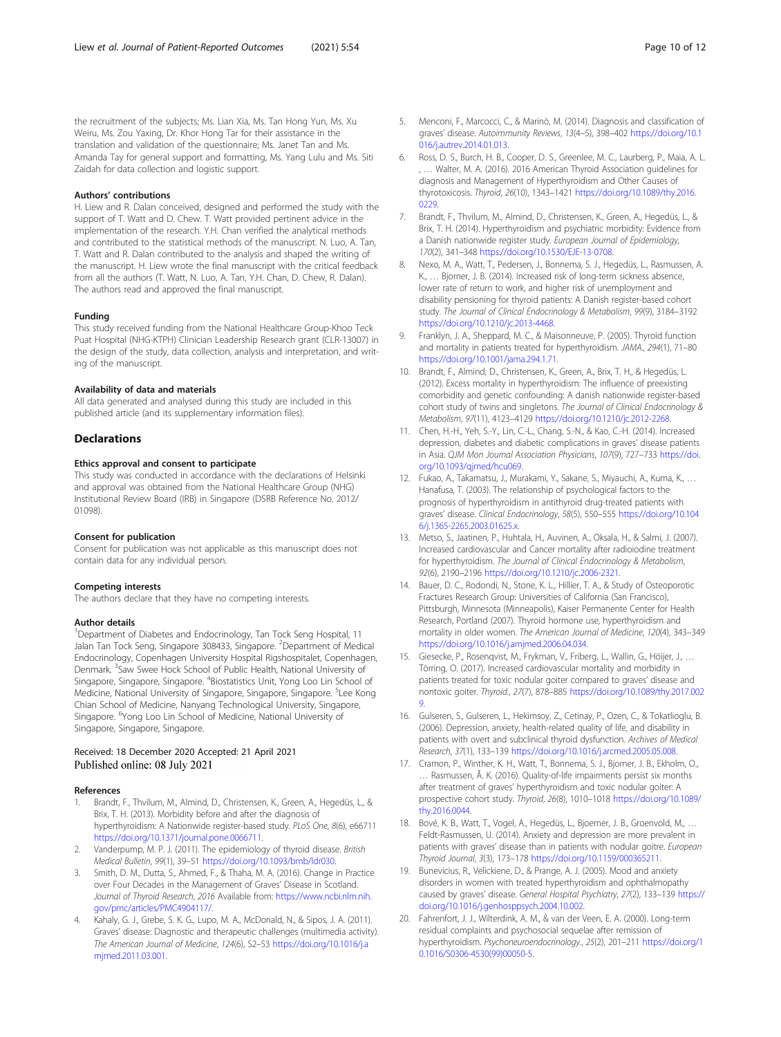the recruitment of the subjects; Ms. Lian Xia, Ms. Tan Hong Yun, Ms. Xu Weiru, Ms. Zou Yaxing, Dr. Khor Hong Tar for their assistance in the translation and validation of the questionnaire; Ms. Janet Tan and Ms. Amanda Tay for general support and formatting, Ms. Yang Lulu and Ms. Siti Zaidah for data collection and logistic support.

#### Authors' contributions

H. Liew and R. Dalan conceived, designed and performed the study with the support of T. Watt and D. Chew. T. Watt provided pertinent advice in the implementation of the research. Y.H. Chan verified the analytical methods and contributed to the statistical methods of the manuscript. N. Luo, A. Tan, T. Watt and R. Dalan contributed to the analysis and shaped the writing of the manuscript. H. Liew wrote the final manuscript with the critical feedback from all the authors (T. Watt, N. Luo, A. Tan, Y.H. Chan, D. Chew, R. Dalan). The authors read and approved the final manuscript.

#### Funding

This study received funding from the National Healthcare Group-Khoo Teck Puat Hospital (NHG-KTPH) Clinician Leadership Research grant (CLR-13007) in the design of the study, data collection, analysis and interpretation, and writing of the manuscript.

#### Availability of data and materials

All data generated and analysed during this study are included in this published article (and its supplementary information files).

## Declarations

#### Ethics approval and consent to participate

This study was conducted in accordance with the declarations of Helsinki and approval was obtained from the National Healthcare Group (NHG) Institutional Review Board (IRB) in Singapore (DSRB Reference No. 2012/01098).

#### Consent for publication

Consent for publication was not applicable as this manuscript does not contain data for any individual person.

#### Competing interests

The authors declare that they have no competing interests.

#### Author details

[1]Department of Diabetes and Endocrinology, Tan Tock Seng Hospital, 11 Jalan Tan Tock Seng, Singapore 308433, Singapore. [2]Department of Medical Endocrinology, Copenhagen University Hospital Rigshospitalet, Copenhagen, Denmark. [3]Saw Swee Hock School of Public Health, National University of Singapore, Singapore, Singapore. [4]Biostatistics Unit, Yong Loo Lin School of Medicine, National University of Singapore, Singapore, Singapore. [5]Lee Kong Chian School of Medicine, Nanyang Technological University, Singapore, Singapore. [6]Yong Loo Lin School of Medicine, National University of Singapore, Singapore, Singapore.

Received: 18 December 2020 Accepted: 21 April 2021
Published online: 08 July 2021

#### References

1. Brandt, F., Thvilum, M., Almind, D., Christensen, K., Green, A., Hegedüs, L., & Brix, T. H. (2013). Morbidity before and after the diagnosis of hyperthyroidism: A Nationwide register-based study. *PLoS One*, *8*(6), e66711 https://doi.org/10.1371/journal.pone.0066711.
2. Vanderpump, M. P. J. (2011). The epidemiology of thyroid disease. *British Medical Bulletin*, *99*(1), 39–51 https://doi.org/10.1093/bmb/ldr030.
3. Smith, D. M., Dutta, S., Ahmed, F., & Thaha, M. A. (2016). Change in Practice over Four Decades in the Management of Graves' Disease in Scotland. *Journal of Thyroid Research*, *2016* Available from: https://www.ncbi.nlm.nih.gov/pmc/articles/PMC4904117/.
4. Kahaly, G. J., Grebe, S. K. G., Lupo, M. A., McDonald, N., & Sipos, J. A. (2011). Graves' disease: Diagnostic and therapeutic challenges (multimedia activity). *The American Journal of Medicine*, *124*(6), S2–S3 https://doi.org/10.1016/j.amjmed.2011.03.001.
5. Menconi, F., Marcocci, C., & Marinò, M. (2014). Diagnosis and classification of graves' disease. *Autoimmunity Reviews*, *13*(4–5), 398–402 https://doi.org/10.1016/j.autrev.2014.01.013.
6. Ross, D. S., Burch, H. B., Cooper, D. S., Greenlee, M. C., Laurberg, P., Maia, A. L., … Walter, M. A. (2016). 2016 American Thyroid Association guidelines for diagnosis and Management of Hyperthyroidism and Other Causes of thyrotoxicosis. *Thyroid*, *26*(10), 1343–1421 https://doi.org/10.1089/thy.2016.0229.
7. Brandt, F., Thvilum, M., Almind, D., Christensen, K., Green, A., Hegedüs, L., & Brix, T. H. (2014). Hyperthyroidism and psychiatric morbidity: Evidence from a Danish nationwide register study. *European Journal of Epidemiology*, *170*(2), 341–348 https://doi.org/10.1530/EJE-13-0708.
8. Nexo, M. A., Watt, T., Pedersen, J., Bonnema, S. J., Hegedüs, L., Rasmussen, A. K., … Bjorner, J. B. (2014). Increased risk of long-term sickness absence, lower rate of return to work, and higher risk of unemployment and disability pensioning for thyroid patients: A Danish register-based cohort study. *The Journal of Clinical Endocrinology & Metabolism*, *99*(9), 3184–3192 https://doi.org/10.1210/jc.2013-4468.
9. Franklyn, J. A., Sheppard, M. C., & Maisonneuve, P. (2005). Thyroid function and mortality in patients treated for hyperthyroidism. *JAMA.*, *294*(1), 71–80 https://doi.org/10.1001/jama.294.1.71.
10. Brandt, F., Almind, D., Christensen, K., Green, A., Brix, T. H., & Hegedüs, L. (2012). Excess mortality in hyperthyroidism: The influence of preexisting comorbidity and genetic confounding: A danish nationwide register-based cohort study of twins and singletons. *The Journal of Clinical Endocrinology & Metabolism*, *97*(11), 4123–4129 https://doi.org/10.1210/jc.2012-2268.
11. Chen, H.-H., Yeh, S.-Y., Lin, C.-L., Chang, S.-N., & Kao, C.-H. (2014). Increased depression, diabetes and diabetic complications in graves' disease patients in Asia. *QJM Mon Journal Association Physicians*, *107*(9), 727–733 https://doi.org/10.1093/qjmed/hcu069.
12. Fukao, A., Takamatsu, J., Murakami, Y., Sakane, S., Miyauchi, A., Kuma, K., … Hanafusa, T. (2003). The relationship of psychological factors to the prognosis of hyperthyroidism in antithyroid drug-treated patients with graves' disease. *Clinical Endocrinology*, *58*(5), 550–555 https://doi.org/10.1046/j.1365-2265.2003.01625.x.
13. Metso, S., Jaatinen, P., Huhtala, H., Auvinen, A., Oksala, H., & Salmi, J. (2007). Increased cardiovascular and Cancer mortality after radioiodine treatment for hyperthyroidism. *The Journal of Clinical Endocrinology & Metabolism*, *92*(6), 2190–2196 https://doi.org/10.1210/jc.2006-2321.
14. Bauer, D. C., Rodondi, N., Stone, K. L., Hillier, T. A., & Study of Osteoporotic Fractures Research Group: Universities of California (San Francisco), Pittsburgh, Minnesota (Minneapolis), Kaiser Permanente Center for Health Research, Portland (2007). Thyroid hormone use, hyperthyroidism and mortality in older women. *The American Journal of Medicine*, *120*(4), 343–349 https://doi.org/10.1016/j.amjmed.2006.04.034.
15. Giesecke, P., Rosenqvist, M., Frykman, V., Friberg, L., Wallin, G., Höijer, J., … Törring, O. (2017). Increased cardiovascular mortality and morbidity in patients treated for toxic nodular goiter compared to graves' disease and nontoxic goiter. *Thyroid.*, *27*(7), 878–885 https://doi.org/10.1089/thy.2017.0029.
16. Gulseren, S., Gulseren, L., Hekimsoy, Z., Cetinay, P., Ozen, C., & Tokatlioglu, B. (2006). Depression, anxiety, health-related quality of life, and disability in patients with overt and subclinical thyroid dysfunction. *Archives of Medical Research*, *37*(1), 133–139 https://doi.org/10.1016/j.arcmed.2005.05.008.
17. Cramon, P., Winther, K. H., Watt, T., Bonnema, S. J., Bjorner, J. B., Ekholm, O., … Rasmussen, Å. K. (2016). Quality-of-life impairments persist six months after treatment of graves' hyperthyroidism and toxic nodular goiter: A prospective cohort study. *Thyroid*, *26*(8), 1010–1018 https://doi.org/10.1089/thy.2016.0044.
18. Bové, K. B., Watt, T., Vogel, A., Hegedüs, L., Bjoerner, J. B., Groenvold, M., … Feldt-Rasmussen, U. (2014). Anxiety and depression are more prevalent in patients with graves' disease than in patients with nodular goitre. *European Thyroid Journal*, *3*(3), 173–178 https://doi.org/10.1159/000365211.
19. Bunevicius, R., Velickiene, D., & Prange, A. J. (2005). Mood and anxiety disorders in women with treated hyperthyroidism and ophthalmopathy caused by graves' disease. *General Hospital Psychiatry*, *27*(2), 133–139 https://doi.org/10.1016/j.genhosppsych.2004.10.002.
20. Fahrenfort, J. J., Wilterdink, A. M., & van der Veen, E. A. (2000). Long-term residual complaints and psychosocial sequelae after remission of hyperthyroidism. *Psychoneuroendocrinology.*, *25*(2), 201–211 https://doi.org/10.1016/S0306-4530(99)00050-5.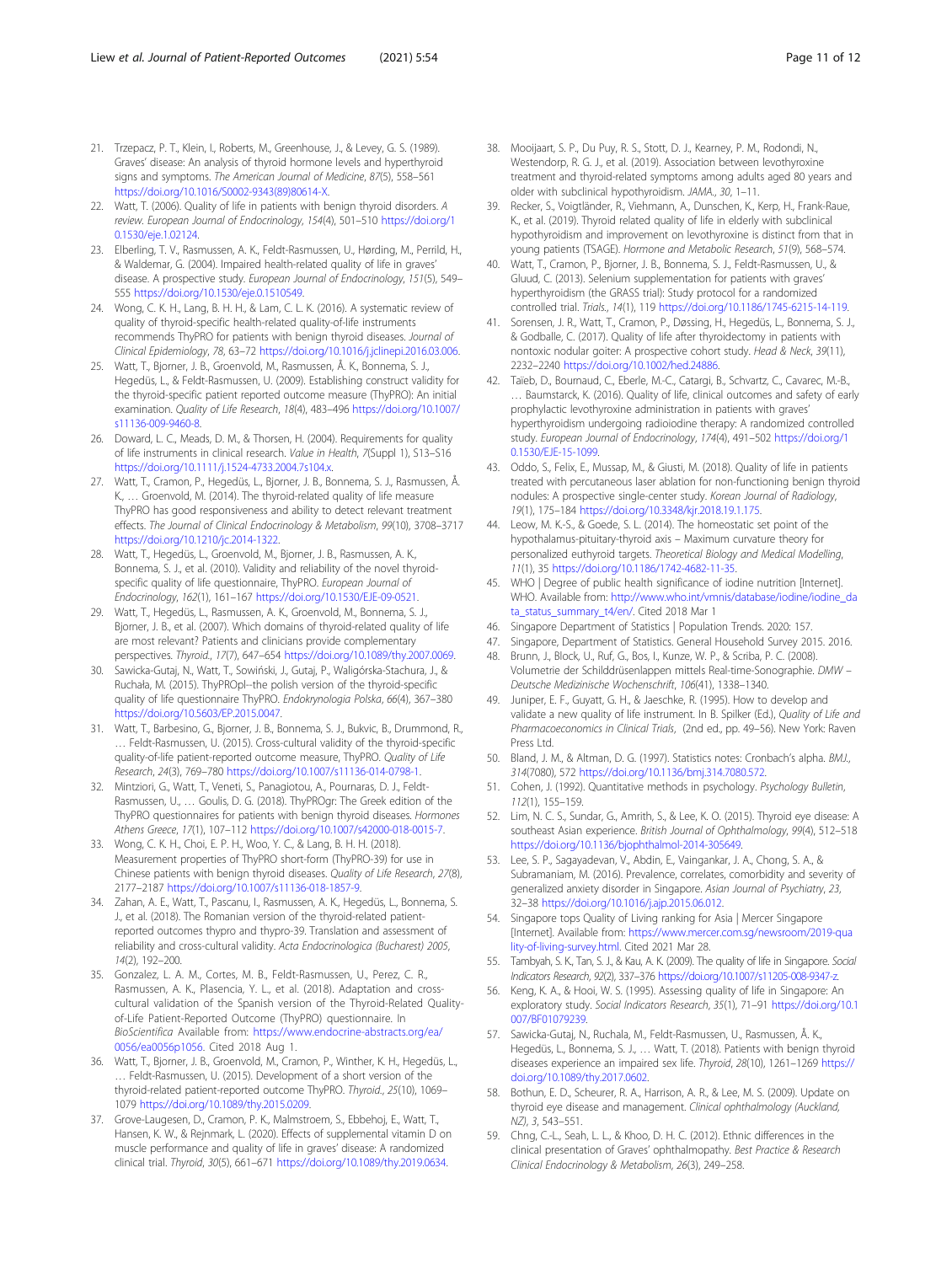21. Trzepacz, P. T., Klein, I., Roberts, M., Greenhouse, J., & Levey, G. S. (1989). Graves' disease: An analysis of thyroid hormone levels and hyperthyroid signs and symptoms. *The American Journal of Medicine*, *87*(5), 558–561 https://doi.org/10.1016/S0002-9343(89)80614-X.
22. Watt, T. (2006). Quality of life in patients with benign thyroid disorders. *A review. European Journal of Endocrinology*, *154*(4), 501–510 https://doi.org/10.1530/eje.1.02124.
23. Elberling, T. V., Rasmussen, A. K., Feldt-Rasmussen, U., Hørding, M., Perrild, H., & Waldemar, G. (2004). Impaired health-related quality of life in graves' disease. A prospective study. *European Journal of Endocrinology*, *151*(5), 549–555 https://doi.org/10.1530/eje.0.1510549.
24. Wong, C. K. H., Lang, B. H. H., & Lam, C. L. K. (2016). A systematic review of quality of thyroid-specific health-related quality-of-life instruments recommends ThyPRO for patients with benign thyroid diseases. *Journal of Clinical Epidemiology*, *78*, 63–72 https://doi.org/10.1016/j.jclinepi.2016.03.006.
25. Watt, T., Bjorner, J. B., Groenvold, M., Rasmussen, Å. K., Bonnema, S. J., Hegedüs, L., & Feldt-Rasmussen, U. (2009). Establishing construct validity for the thyroid-specific patient reported outcome measure (ThyPRO): An initial examination. *Quality of Life Research*, *18*(4), 483–496 https://doi.org/10.1007/s11136-009-9460-8.
26. Doward, L. C., Meads, D. M., & Thorsen, H. (2004). Requirements for quality of life instruments in clinical research. *Value in Health*, *7*(Suppl 1), S13–S16 https://doi.org/10.1111/j.1524-4733.2004.7s104.x.
27. Watt, T., Cramon, P., Hegedüs, L., Bjorner, J. B., Bonnema, S. J., Rasmussen, Å. K., … Groenvold, M. (2014). The thyroid-related quality of life measure ThyPRO has good responsiveness and ability to detect relevant treatment effects. *The Journal of Clinical Endocrinology & Metabolism*, *99*(10), 3708–3717 https://doi.org/10.1210/jc.2014-1322.
28. Watt, T., Hegedüs, L., Groenvold, M., Bjorner, J. B., Rasmussen, A. K., Bonnema, S. J., et al. (2010). Validity and reliability of the novel thyroid-specific quality of life questionnaire, ThyPRO. *European Journal of Endocrinology*, *162*(1), 161–167 https://doi.org/10.1530/EJE-09-0521.
29. Watt, T., Hegedüs, L., Rasmussen, A. K., Groenvold, M., Bonnema, S. J., Bjorner, J. B., et al. (2007). Which domains of thyroid-related quality of life are most relevant? Patients and clinicians provide complementary perspectives. *Thyroid.*, *17*(7), 647–654 https://doi.org/10.1089/thy.2007.0069.
30. Sawicka-Gutaj, N., Watt, T., Sowiński, J., Gutaj, P., Waligórska-Stachura, J., & Ruchała, M. (2015). ThyPROpl--the polish version of the thyroid-specific quality of life questionnaire ThyPRO. *Endokrynologia Polska*, *66*(4), 367–380 https://doi.org/10.5603/EP.2015.0047.
31. Watt, T., Barbesino, G., Bjorner, J. B., Bonnema, S. J., Bukvic, B., Drummond, R., … Feldt-Rasmussen, U. (2015). Cross-cultural validity of the thyroid-specific quality-of-life patient-reported outcome measure, ThyPRO. *Quality of Life Research*, *24*(3), 769–780 https://doi.org/10.1007/s11136-014-0798-1.
32. Mintziori, G., Watt, T., Veneti, S., Panagiotou, A., Pournaras, D. J., Feldt-Rasmussen, U., … Goulis, D. G. (2018). ThyPROgr: The Greek edition of the ThyPRO questionnaires for patients with benign thyroid diseases. *Hormones Athens Greece*, *17*(1), 107–112 https://doi.org/10.1007/s42000-018-0015-7.
33. Wong, C. K. H., Choi, E. P. H., Woo, Y. C., & Lang, B. H. H. (2018). Measurement properties of ThyPRO short-form (ThyPRO-39) for use in Chinese patients with benign thyroid diseases. *Quality of Life Research*, *27*(8), 2177–2187 https://doi.org/10.1007/s11136-018-1857-9.
34. Zahan, A. E., Watt, T., Pascanu, I., Rasmussen, A. K., Hegedüs, L., Bonnema, S. J., et al. (2018). The Romanian version of the thyroid-related patient-reported outcomes thypro and thypro-39. Translation and assessment of reliability and cross-cultural validity. *Acta Endocrinologica (Bucharest) 2005*, *14*(2), 192–200.
35. Gonzalez, L. A. M., Cortes, M. B., Feldt-Rasmussen, U., Perez, C. R., Rasmussen, A. K., Plasencia, Y. L., et al. (2018). Adaptation and cross-cultural validation of the Spanish version of the Thyroid-Related Quality-of-Life Patient-Reported Outcome (ThyPRO) questionnaire. In *BioScientifica* Available from: https://www.endocrine-abstracts.org/ea/0056/ea0056p1056. Cited 2018 Aug 1.
36. Watt, T., Bjorner, J. B., Groenvold, M., Cramon, P., Winther, K. H., Hegedüs, L., … Feldt-Rasmussen, U. (2015). Development of a short version of the thyroid-related patient-reported outcome ThyPRO. *Thyroid.*, *25*(10), 1069–1079 https://doi.org/10.1089/thy.2015.0209.
37. Grove-Laugesen, D., Cramon, P. K., Malmstroem, S., Ebbehoj, E., Watt, T., Hansen, K. W., & Rejnmark, L. (2020). Effects of supplemental vitamin D on muscle performance and quality of life in graves' disease: A randomized clinical trial. *Thyroid*, *30*(5), 661–671 https://doi.org/10.1089/thy.2019.0634.
38. Mooijaart, S. P., Du Puy, R. S., Stott, D. J., Kearney, P. M., Rodondi, N., Westendorp, R. G. J., et al. (2019). Association between levothyroxine treatment and thyroid-related symptoms among adults aged 80 years and older with subclinical hypothyroidism. *JAMA.*, *30*, 1–11.
39. Recker, S., Voigtländer, R., Viehmann, A., Dunschen, K., Kerp, H., Frank-Raue, K., et al. (2019). Thyroid related quality of life in elderly with subclinical hypothyroidism and improvement on levothyroxine is distinct from that in young patients (TSAGE). *Hormone and Metabolic Research*, *51*(9), 568–574.
40. Watt, T., Cramon, P., Bjorner, J. B., Bonnema, S. J., Feldt-Rasmussen, U., & Gluud, C. (2013). Selenium supplementation for patients with graves' hyperthyroidism (the GRASS trial): Study protocol for a randomized controlled trial. *Trials.*, *14*(1), 119 https://doi.org/10.1186/1745-6215-14-119.
41. Sorensen, J. R., Watt, T., Cramon, P., Døssing, H., Hegedüs, L., Bonnema, S. J., & Godballe, C. (2017). Quality of life after thyroidectomy in patients with nontoxic nodular goiter: A prospective cohort study. *Head & Neck*, *39*(11), 2232–2240 https://doi.org/10.1002/hed.24886.
42. Taïeb, D., Bournaud, C., Eberle, M.-C., Catargi, B., Schvartz, C., Cavarec, M.-B., … Baumstarck, K. (2016). Quality of life, clinical outcomes and safety of early prophylactic levothyroxine administration in patients with graves' hyperthyroidism undergoing radioiodine therapy: A randomized controlled study. *European Journal of Endocrinology*, *174*(4), 491–502 https://doi.org/10.1530/EJE-15-1099.
43. Oddo, S., Felix, E., Mussap, M., & Giusti, M. (2018). Quality of life in patients treated with percutaneous laser ablation for non-functioning benign thyroid nodules: A prospective single-center study. *Korean Journal of Radiology*, *19*(1), 175–184 https://doi.org/10.3348/kjr.2018.19.1.175.
44. Leow, M. K.-S., & Goede, S. L. (2014). The homeostatic set point of the hypothalamus-pituitary-thyroid axis – Maximum curvature theory for personalized euthyroid targets. *Theoretical Biology and Medical Modelling*, *11*(1), 35 https://doi.org/10.1186/1742-4682-11-35.
45. WHO | Degree of public health significance of iodine nutrition [Internet]. WHO. Available from: http://www.who.int/vmnis/database/iodine/iodine_data_status_summary_t4/en/. Cited 2018 Mar 1
46. Singapore Department of Statistics | Population Trends. 2020: 157.
47. Singapore, Department of Statistics. General Household Survey 2015. 2016.
48. Brunn, J., Block, U., Ruf, G., Bos, I., Kunze, W. P., & Scriba, P. C. (2008). Volumetrie der Schilddrüsenlappen mittels Real-time-Sonographie. *DMW – Deutsche Medizinische Wochenschrift*, *106*(41), 1338–1340.
49. Juniper, E. F., Guyatt, G. H., & Jaeschke, R. (1995). How to develop and validate a new quality of life instrument. In B. Spilker (Ed.), *Quality of Life and Pharmacoeconomics in Clinical Trials*, (2nd ed., pp. 49–56). New York: Raven Press Ltd.
50. Bland, J. M., & Altman, D. G. (1997). Statistics notes: Cronbach's alpha. *BMJ.*, *314*(7080), 572 https://doi.org/10.1136/bmj.314.7080.572.
51. Cohen, J. (1992). Quantitative methods in psychology. *Psychology Bulletin*, *112*(1), 155–159.
52. Lim, N. C. S., Sundar, G., Amrith, S., & Lee, K. O. (2015). Thyroid eye disease: A southeast Asian experience. *British Journal of Ophthalmology*, *99*(4), 512–518 https://doi.org/10.1136/bjophthalmol-2014-305649.
53. Lee, S. P., Sagayadevan, V., Abdin, E., Vaingankar, J. A., Chong, S. A., & Subramaniam, M. (2016). Prevalence, correlates, comorbidity and severity of generalized anxiety disorder in Singapore. *Asian Journal of Psychiatry*, *23*, 32–38 https://doi.org/10.1016/j.ajp.2015.06.012.
54. Singapore tops Quality of Living ranking for Asia | Mercer Singapore [Internet]. Available from: https://www.mercer.com.sg/newsroom/2019-quality-of-living-survey.html. Cited 2021 Mar 28.
55. Tambyah, S. K., Tan, S. J., & Kau, A. K. (2009). The quality of life in Singapore. *Social Indicators Research*, *92*(2), 337–376 https://doi.org/10.1007/s11205-008-9347-z.
56. Keng, K. A., & Hooi, W. S. (1995). Assessing quality of life in Singapore: An exploratory study. *Social Indicators Research*, *35*(1), 71–91 https://doi.org/10.1007/BF01079239.
57. Sawicka-Gutaj, N., Ruchala, M., Feldt-Rasmussen, U., Rasmussen, Å. K., Hegedüs, L., Bonnema, S. J., … Watt, T. (2018). Patients with benign thyroid diseases experience an impaired sex life. *Thyroid*, *28*(10), 1261–1269 https://doi.org/10.1089/thy.2017.0602.
58. Bothun, E. D., Scheurer, R. A., Harrison, A. R., & Lee, M. S. (2009). Update on thyroid eye disease and management. *Clinical ophthalmology (Auckland, NZ)*, *3*, 543–551.
59. Chng, C.-L., Seah, L. L., & Khoo, D. H. C. (2012). Ethnic differences in the clinical presentation of Graves' ophthalmopathy. *Best Practice & Research Clinical Endocrinology & Metabolism*, *26*(3), 249–258.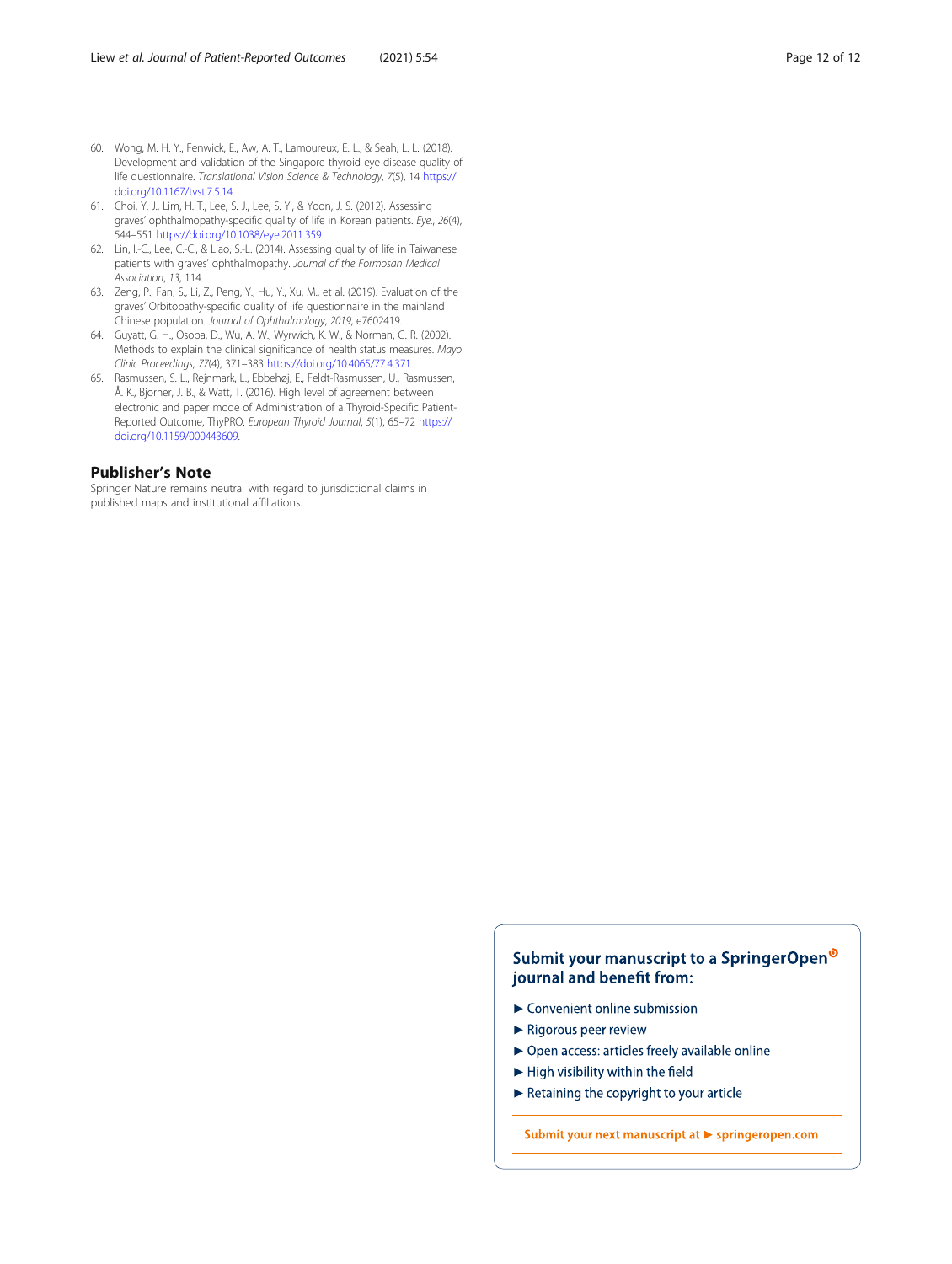60. Wong, M. H. Y., Fenwick, E., Aw, A. T., Lamoureux, E. L., & Seah, L. L. (2018). Development and validation of the Singapore thyroid eye disease quality of life questionnaire. *Translational Vision Science & Technology*, *7*(5), 14 https://doi.org/10.1167/tvst.7.5.14.
61. Choi, Y. J., Lim, H. T., Lee, S. J., Lee, S. Y., & Yoon, J. S. (2012). Assessing graves' ophthalmopathy-specific quality of life in Korean patients. *Eye.*, *26*(4), 544–551 https://doi.org/10.1038/eye.2011.359.
62. Lin, I.-C., Lee, C.-C., & Liao, S.-L. (2014). Assessing quality of life in Taiwanese patients with graves' ophthalmopathy. *Journal of the Formosan Medical Association*, *13*, 114.
63. Zeng, P., Fan, S., Li, Z., Peng, Y., Hu, Y., Xu, M., et al. (2019). Evaluation of the graves' Orbitopathy-specific quality of life questionnaire in the mainland Chinese population. *Journal of Ophthalmology*, *2019*, e7602419.
64. Guyatt, G. H., Osoba, D., Wu, A. W., Wyrwich, K. W., & Norman, G. R. (2002). Methods to explain the clinical significance of health status measures. *Mayo Clinic Proceedings*, *77*(4), 371–383 https://doi.org/10.4065/77.4.371.
65. Rasmussen, S. L., Rejnmark, L., Ebbehøj, E., Feldt-Rasmussen, U., Rasmussen, Å. K., Bjorner, J. B., & Watt, T. (2016). High level of agreement between electronic and paper mode of Administration of a Thyroid-Specific Patient-Reported Outcome, ThyPRO. *European Thyroid Journal*, *5*(1), 65–72 https://doi.org/10.1159/000443609.

## Publisher's Note

Springer Nature remains neutral with regard to jurisdictional claims in published maps and institutional affiliations.

**Submit your manuscript to a SpringerOpen journal and benefit from:**

- ► Convenient online submission
- ► Rigorous peer review
- ► Open access: articles freely available online
- ► High visibility within the field
- ► Retaining the copyright to your article

**Submit your next manuscript at ► springeropen.com**